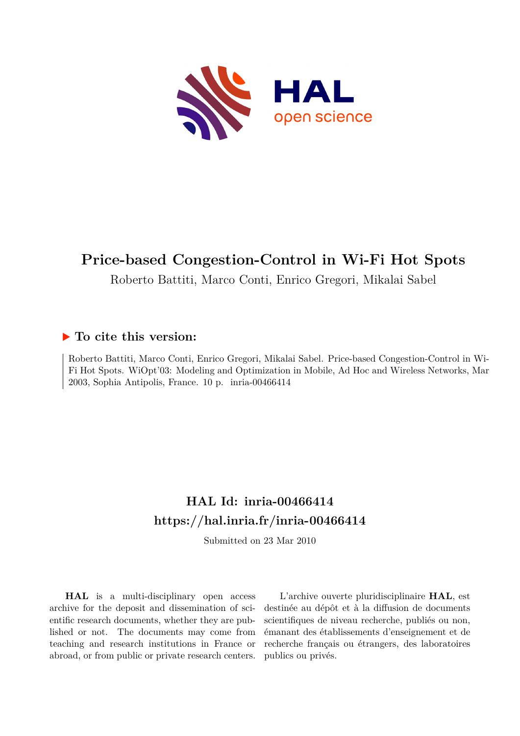# Price-based Congestion-Control in Wi-Fi Hot Spots

Roberto Battiti, Marco Conti, Enrico Gregori, Mikalai Sabel

## ▶ To cite this version:

Roberto Battiti, Marco Conti, Enrico Gregori, Mikalai Sabel. Price-based Congestion-Control in Wi-Fi Hot Spots. WiOpt'03: Modeling and Optimization in Mobile, Ad Hoc and Wireless Networks, Mar 2003, Sophia Antipolis, France. 10 p. inria-00466414

## HAL Id: inria-00466414
## https://hal.inria.fr/inria-00466414

Submitted on 23 Mar 2010

**HAL** is a multi-disciplinary open access archive for the deposit and dissemination of scientific research documents, whether they are published or not. The documents may come from teaching and research institutions in France or abroad, or from public or private research centers.

L'archive ouverte pluridisciplinaire **HAL**, est destinée au dépôt et à la diffusion de documents scientifiques de niveau recherche, publiés ou non, émanant des établissements d'enseignement et de recherche français ou étrangers, des laboratoires publics ou privés.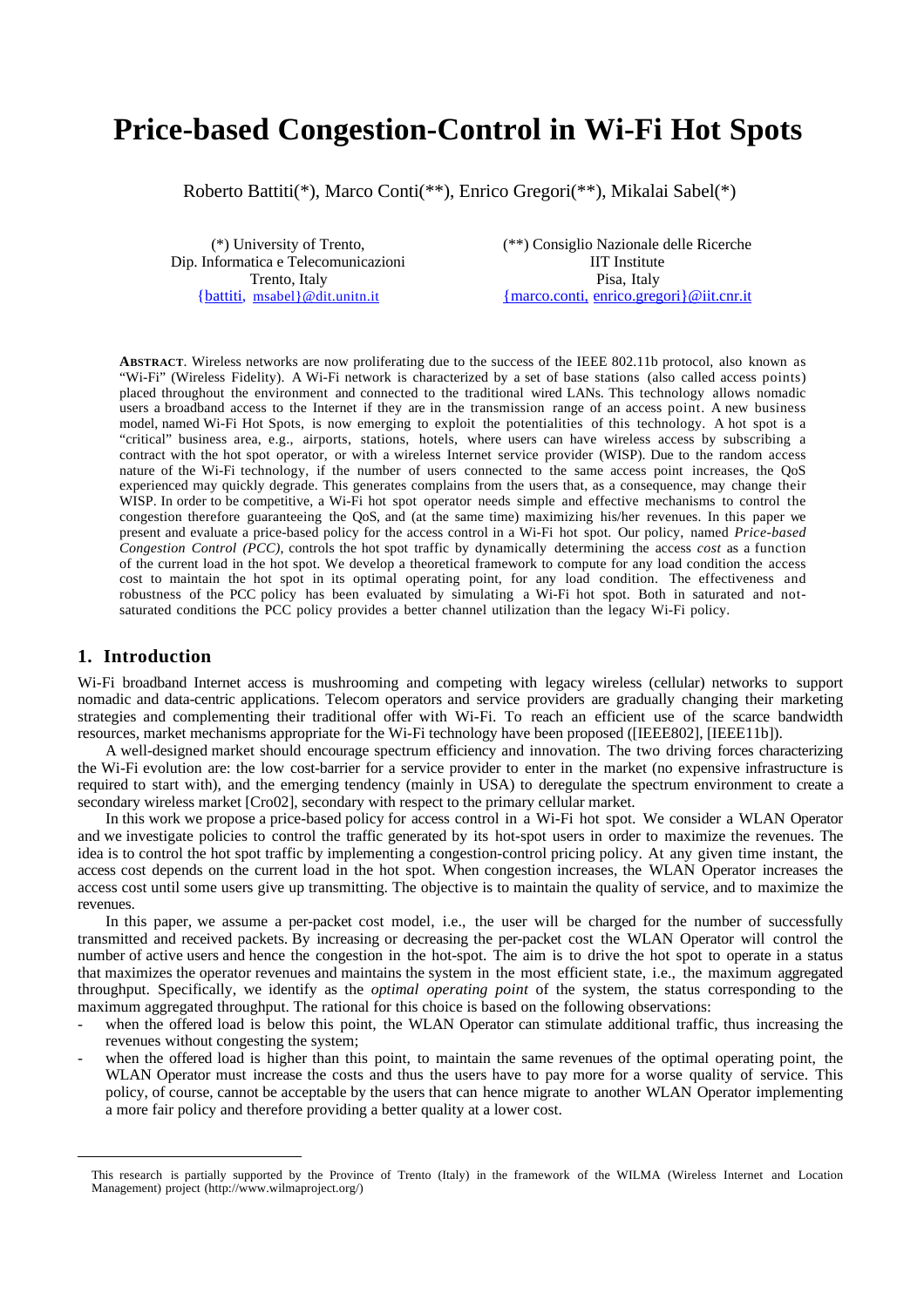# Price-based Congestion-Control in Wi-Fi Hot Spots

Roberto Battiti(*), Marco Conti(**), Enrico Gregori(**), Mikalai Sabel(*)

(*) University of Trento,
Dip. Informatica e Telecomunicazioni
Trento, Italy
{battiti, msabel}@dit.unitn.it

(**) Consiglio Nazionale delle Ricerche
IIT Institute
Pisa, Italy
{marco.conti, enrico.gregori}@iit.cnr.it

**ABSTRACT**. Wireless networks are now proliferating due to the success of the IEEE 802.11b protocol, also known as "Wi-Fi" (Wireless Fidelity). A Wi-Fi network is characterized by a set of base stations (also called access points) placed throughout the environment and connected to the traditional wired LANs. This technology allows nomadic users a broadband access to the Internet if they are in the transmission range of an access point. A new business model, named Wi-Fi Hot Spots, is now emerging to exploit the potentialities of this technology. A hot spot is a "critical" business area, e.g., airports, stations, hotels, where users can have wireless access by subscribing a contract with the hot spot operator, or with a wireless Internet service provider (WISP). Due to the random access nature of the Wi-Fi technology, if the number of users connected to the same access point increases, the QoS experienced may quickly degrade. This generates complains from the users that, as a consequence, may change their WISP. In order to be competitive, a Wi-Fi hot spot operator needs simple and effective mechanisms to control the congestion therefore guaranteeing the QoS, and (at the same time) maximizing his/her revenues. In this paper we present and evaluate a price-based policy for the access control in a Wi-Fi hot spot. Our policy, named *Price-based Congestion Control (PCC)*, controls the hot spot traffic by dynamically determining the access *cost* as a function of the current load in the hot spot. We develop a theoretical framework to compute for any load condition the access cost to maintain the hot spot in its optimal operating point, for any load condition. The effectiveness and robustness of the PCC policy has been evaluated by simulating a Wi-Fi hot spot. Both in saturated and not-saturated conditions the PCC policy provides a better channel utilization than the legacy Wi-Fi policy.

## 1. Introduction

Wi-Fi broadband Internet access is mushrooming and competing with legacy wireless (cellular) networks to support nomadic and data-centric applications. Telecom operators and service providers are gradually changing their marketing strategies and complementing their traditional offer with Wi-Fi. To reach an efficient use of the scarce bandwidth resources, market mechanisms appropriate for the Wi-Fi technology have been proposed ([IEEE802], [IEEE11b]).

A well-designed market should encourage spectrum efficiency and innovation. The two driving forces characterizing the Wi-Fi evolution are: the low cost-barrier for a service provider to enter in the market (no expensive infrastructure is required to start with), and the emerging tendency (mainly in USA) to deregulate the spectrum environment to create a secondary wireless market [Cro02], secondary with respect to the primary cellular market.

In this work we propose a price-based policy for access control in a Wi-Fi hot spot. We consider a WLAN Operator and we investigate policies to control the traffic generated by its hot-spot users in order to maximize the revenues. The idea is to control the hot spot traffic by implementing a congestion-control pricing policy. At any given time instant, the access cost depends on the current load in the hot spot. When congestion increases, the WLAN Operator increases the access cost until some users give up transmitting. The objective is to maintain the quality of service, and to maximize the revenues.

In this paper, we assume a per-packet cost model, i.e., the user will be charged for the number of successfully transmitted and received packets. By increasing or decreasing the per-packet cost the WLAN Operator will control the number of active users and hence the congestion in the hot-spot. The aim is to drive the hot spot to operate in a status that maximizes the operator revenues and maintains the system in the most efficient state, i.e., the maximum aggregated throughput. Specifically, we identify as the *optimal operating point* of the system, the status corresponding to the maximum aggregated throughput. The rational for this choice is based on the following observations:

- when the offered load is below this point, the WLAN Operator can stimulate additional traffic, thus increasing the revenues without congesting the system;
- when the offered load is higher than this point, to maintain the same revenues of the optimal operating point, the WLAN Operator must increase the costs and thus the users have to pay more for a worse quality of service. This policy, of course, cannot be acceptable by the users that can hence migrate to another WLAN Operator implementing a more fair policy and therefore providing a better quality at a lower cost.

This research is partially supported by the Province of Trento (Italy) in the framework of the WILMA (Wireless Internet and Location Management) project (http://www.wilmaproject.org/)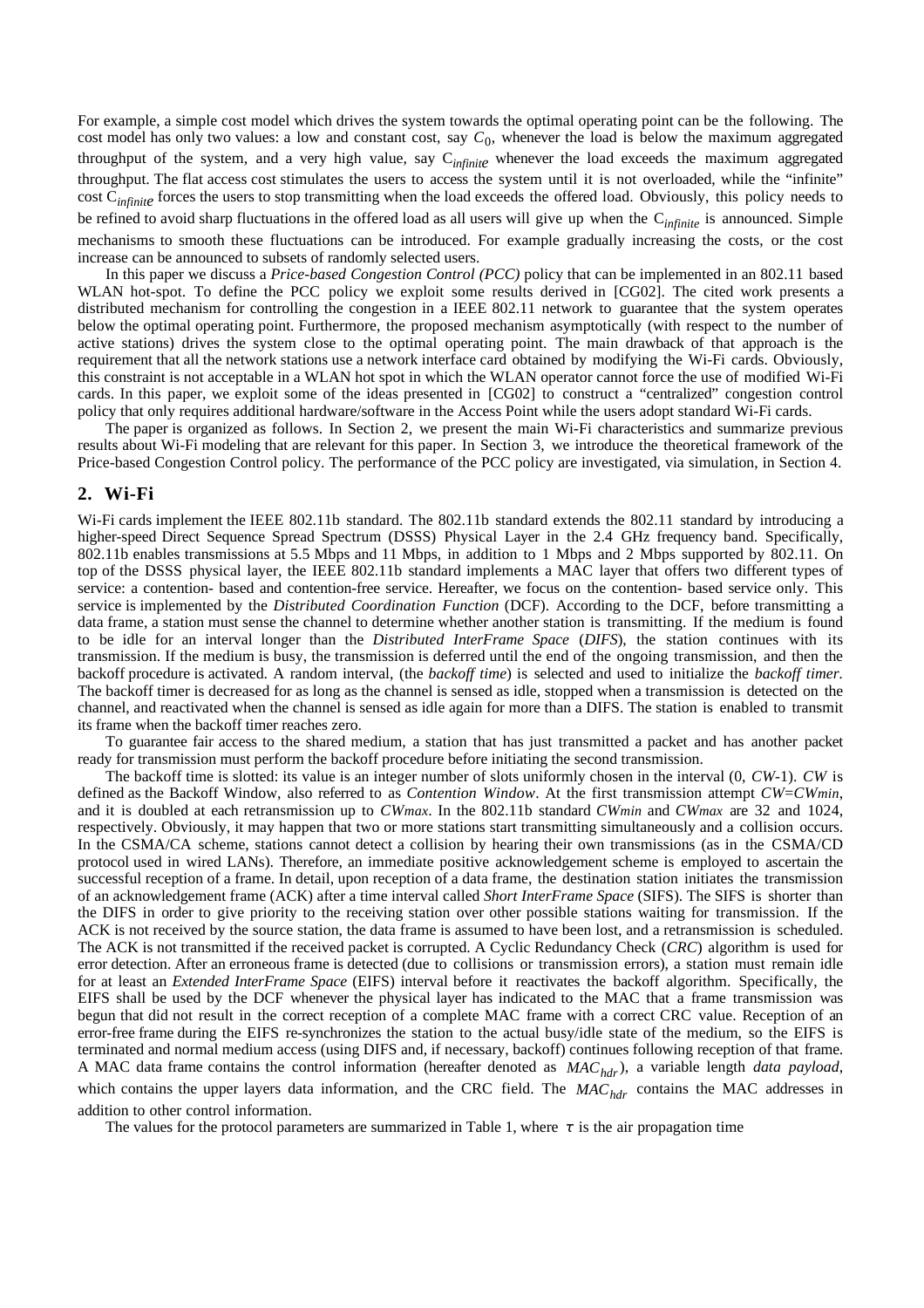For example, a simple cost model which drives the system towards the optimal operating point can be the following. The cost model has only two values: a low and constant cost, say $C_0$, whenever the load is below the maximum aggregated throughput of the system, and a very high value, say $C_{infinite}$ whenever the load exceeds the maximum aggregated throughput. The flat access cost stimulates the users to access the system until it is not overloaded, while the "infinite" cost $C_{infinite}$ forces the users to stop transmitting when the load exceeds the offered load. Obviously, this policy needs to be refined to avoid sharp fluctuations in the offered load as all users will give up when the $C_{infinite}$ is announced. Simple mechanisms to smooth these fluctuations can be introduced. For example gradually increasing the costs, or the cost increase can be announced to subsets of randomly selected users.

In this paper we discuss a *Price-based Congestion Control (PCC)* policy that can be implemented in an 802.11 based WLAN hot-spot. To define the PCC policy we exploit some results derived in [CG02]. The cited work presents a distributed mechanism for controlling the congestion in a IEEE 802.11 network to guarantee that the system operates below the optimal operating point. Furthermore, the proposed mechanism asymptotically (with respect to the number of active stations) drives the system close to the optimal operating point. The main drawback of that approach is the requirement that all the network stations use a network interface card obtained by modifying the Wi-Fi cards. Obviously, this constraint is not acceptable in a WLAN hot spot in which the WLAN operator cannot force the use of modified Wi-Fi cards. In this paper, we exploit some of the ideas presented in [CG02] to construct a "centralized" congestion control policy that only requires additional hardware/software in the Access Point while the users adopt standard Wi-Fi cards.

The paper is organized as follows. In Section 2, we present the main Wi-Fi characteristics and summarize previous results about Wi-Fi modeling that are relevant for this paper. In Section 3, we introduce the theoretical framework of the Price-based Congestion Control policy. The performance of the PCC policy are investigated, via simulation, in Section 4.

## 2. Wi-Fi

Wi-Fi cards implement the IEEE 802.11b standard. The 802.11b standard extends the 802.11 standard by introducing a higher-speed Direct Sequence Spread Spectrum (DSSS) Physical Layer in the 2.4 GHz frequency band. Specifically, 802.11b enables transmissions at 5.5 Mbps and 11 Mbps, in addition to 1 Mbps and 2 Mbps supported by 802.11. On top of the DSSS physical layer, the IEEE 802.11b standard implements a MAC layer that offers two different types of service: a contention- based and contention-free service. Hereafter, we focus on the contention- based service only. This service is implemented by the *Distributed Coordination Function* (DCF). According to the DCF, before transmitting a data frame, a station must sense the channel to determine whether another station is transmitting. If the medium is found to be idle for an interval longer than the *Distributed InterFrame Space* (*DIFS*), the station continues with its transmission. If the medium is busy, the transmission is deferred until the end of the ongoing transmission, and then the backoff procedure is activated. A random interval, (the *backoff time*) is selected and used to initialize the *backoff timer*. The backoff timer is decreased for as long as the channel is sensed as idle, stopped when a transmission is detected on the channel, and reactivated when the channel is sensed as idle again for more than a DIFS. The station is enabled to transmit its frame when the backoff timer reaches zero.

To guarantee fair access to the shared medium, a station that has just transmitted a packet and has another packet ready for transmission must perform the backoff procedure before initiating the second transmission.

The backoff time is slotted: its value is an integer number of slots uniformly chosen in the interval (0, *CW*-1). *CW* is defined as the Backoff Window, also referred to as *Contention Window*. At the first transmission attempt $CW=CW_{min}$, and it is doubled at each retransmission up to $CW_{max}$. In the 802.11b standard $CW_{min}$ and $CW_{max}$ are 32 and 1024, respectively. Obviously, it may happen that two or more stations start transmitting simultaneously and a collision occurs. In the CSMA/CA scheme, stations cannot detect a collision by hearing their own transmissions (as in the CSMA/CD protocol used in wired LANs). Therefore, an immediate positive acknowledgement scheme is employed to ascertain the successful reception of a frame. In detail, upon reception of a data frame, the destination station initiates the transmission of an acknowledgement frame (ACK) after a time interval called *Short InterFrame Space* (SIFS). The SIFS is shorter than the DIFS in order to give priority to the receiving station over other possible stations waiting for transmission. If the ACK is not received by the source station, the data frame is assumed to have been lost, and a retransmission is scheduled. The ACK is not transmitted if the received packet is corrupted. A Cyclic Redundancy Check (*CRC*) algorithm is used for error detection. After an erroneous frame is detected (due to collisions or transmission errors), a station must remain idle for at least an *Extended InterFrame Space* (EIFS) interval before it reactivates the backoff algorithm. Specifically, the EIFS shall be used by the DCF whenever the physical layer has indicated to the MAC that a frame transmission was begun that did not result in the correct reception of a complete MAC frame with a correct CRC value. Reception of an error-free frame during the EIFS re-synchronizes the station to the actual busy/idle state of the medium, so the EIFS is terminated and normal medium access (using DIFS and, if necessary, backoff) continues following reception of that frame. A MAC data frame contains the control information (hereafter denoted as $MAC_{hdr}$), a variable length *data payload*, which contains the upper layers data information, and the CRC field. The $MAC_{hdr}$ contains the MAC addresses in addition to other control information.

The values for the protocol parameters are summarized in Table 1, where $\tau$ is the air propagation time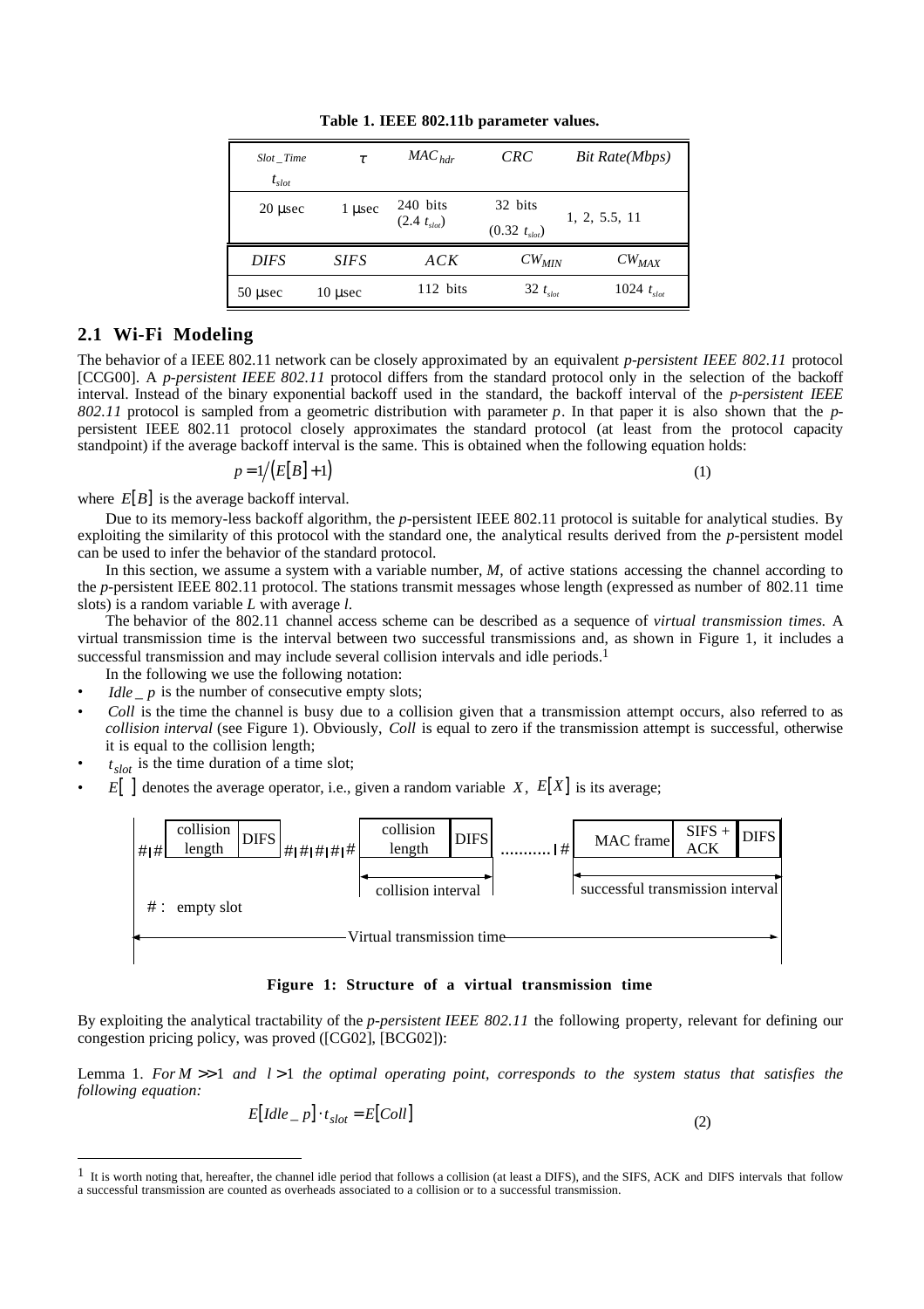**Table 1. IEEE 802.11b parameter values.**

| $Slot\_Time$ $t_{slot}$ | $\tau$ | $MAC_{hdr}$ | $CRC$ | *Bit Rate(Mbps)* |
|---|---|---|---|---|
| 20 μsec | 1 μsec | 240 bits ($2.4\ t_{slot}$) | 32 bits ($0.32\ t_{slot}$) | 1, 2, 5.5, 11 |
| *DIFS* | *SIFS* | *ACK* | $CW_{MIN}$ | $CW_{MAX}$ |
| 50 μsec | 10 μsec | 112 bits | $32\ t_{slot}$ | $1024\ t_{slot}$ |

## 2.1 Wi-Fi Modeling

The behavior of a IEEE 802.11 network can be closely approximated by an equivalent *p-persistent IEEE 802.11* protocol [CCG00]. A *p-persistent IEEE 802.11* protocol differs from the standard protocol only in the selection of the backoff interval. Instead of the binary exponential backoff used in the standard, the backoff interval of the *p-persistent IEEE 802.11* protocol is sampled from a geometric distribution with parameter $p$. In that paper it is also shown that the *p*-persistent IEEE 802.11 protocol closely approximates the standard protocol (at least from the protocol capacity standpoint) if the average backoff interval is the same. This is obtained when the following equation holds:

$$p = 1/\left(E[B]+1\right) \tag{1}$$

where $E[B]$ is the average backoff interval.

Due to its memory-less backoff algorithm, the *p*-persistent IEEE 802.11 protocol is suitable for analytical studies. By exploiting the similarity of this protocol with the standard one, the analytical results derived from the *p*-persistent model can be used to infer the behavior of the standard protocol.

In this section, we assume a system with a variable number, $M$, of active stations accessing the channel according to the *p*-persistent IEEE 802.11 protocol. The stations transmit messages whose length (expressed as number of 802.11 time slots) is a random variable $L$ with average $l$.

The behavior of the 802.11 channel access scheme can be described as a sequence of *virtual transmission times.* A virtual transmission time is the interval between two successful transmissions and, as shown in Figure 1, it includes a successful transmission and may include several collision intervals and idle periods.[1]

In the following we use the following notation:

- $Idle\_p$ is the number of consecutive empty slots;
- $Coll$ is the time the channel is busy due to a collision given that a transmission attempt occurs, also referred to as *collision interval* (see Figure 1). Obviously, $Coll$ is equal to zero if the transmission attempt is successful, otherwise it is equal to the collision length;
- $t_{slot}$ is the time duration of a time slot;
- $E[\ ]$ denotes the average operator, i.e., given a random variable $X$, $E[X]$ is its average;

**Figure 1: Structure of a virtual transmission time**

By exploiting the analytical tractability of the *p-persistent IEEE 802.11* the following property, relevant for defining our congestion pricing policy, was proved ([CG02], [BCG02]):

Lemma 1. *For* $M >> 1$ *and* $l > 1$ *the optimal operating point, corresponds to the system status that satisfies the following equation:*

$$E[Idle\_p]\cdot t_{slot} = E[Coll] \tag{2}$$

[1] It is worth noting that, hereafter, the channel idle period that follows a collision (at least a DIFS), and the SIFS, ACK and DIFS intervals that follow a successful transmission are counted as overheads associated to a collision or to a successful transmission.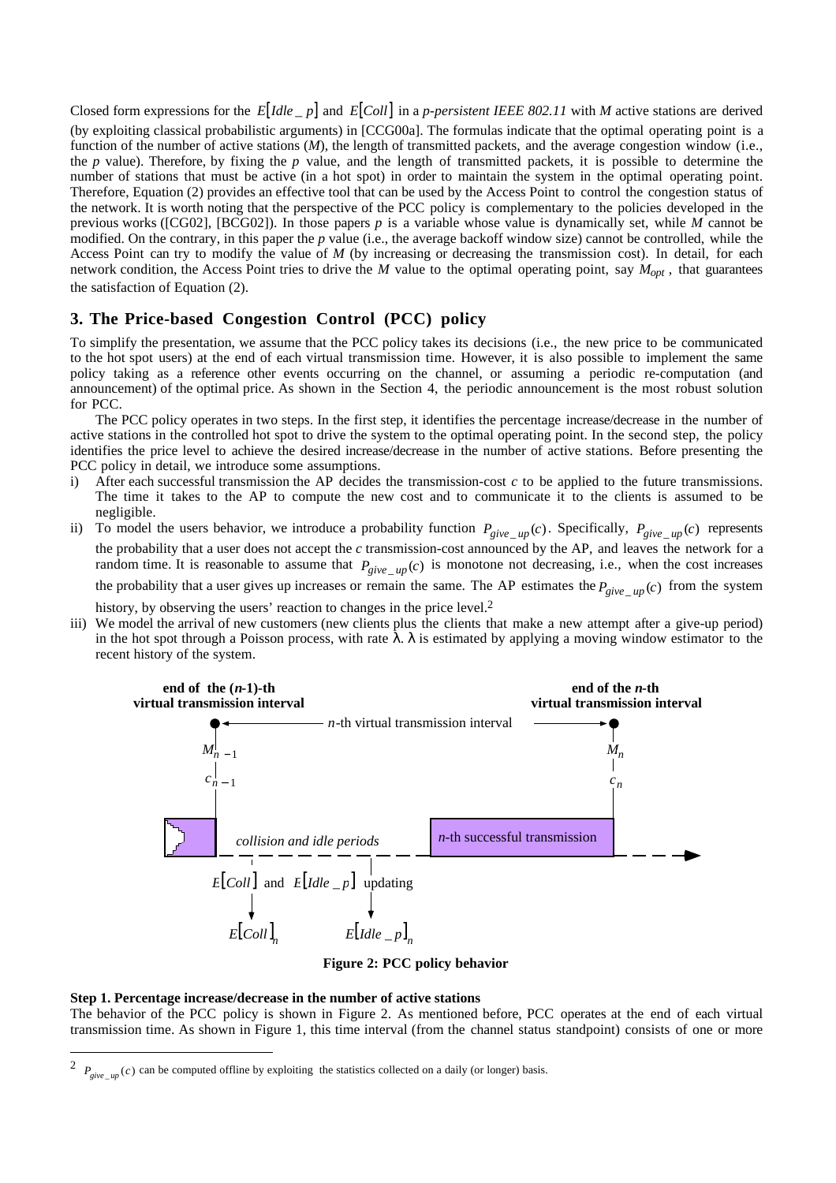Closed form expressions for the $E[Idle\_p]$ and $E[Coll]$ in a *p-persistent IEEE 802.11* with *M* active stations are derived (by exploiting classical probabilistic arguments) in [CCG00a]. The formulas indicate that the optimal operating point is a function of the number of active stations (*M*), the length of transmitted packets, and the average congestion window (i.e., the *p* value). Therefore, by fixing the *p* value, and the length of transmitted packets, it is possible to determine the number of stations that must be active (in a hot spot) in order to maintain the system in the optimal operating point. Therefore, Equation (2) provides an effective tool that can be used by the Access Point to control the congestion status of the network. It is worth noting that the perspective of the PCC policy is complementary to the policies developed in the previous works ([CG02], [BCG02]). In those papers *p* is a variable whose value is dynamically set, while *M* cannot be modified. On the contrary, in this paper the *p* value (i.e., the average backoff window size) cannot be controlled, while the Access Point can try to modify the value of *M* (by increasing or decreasing the transmission cost). In detail, for each network condition, the Access Point tries to drive the *M* value to the optimal operating point, say $M_{opt}$, that guarantees the satisfaction of Equation (2).

## 3. The Price-based Congestion Control (PCC) policy

To simplify the presentation, we assume that the PCC policy takes its decisions (i.e., the new price to be communicated to the hot spot users) at the end of each virtual transmission time. However, it is also possible to implement the same policy taking as a reference other events occurring on the channel, or assuming a periodic re-computation (and announcement) of the optimal price. As shown in the Section 4, the periodic announcement is the most robust solution for PCC.

The PCC policy operates in two steps. In the first step, it identifies the percentage increase/decrease in the number of active stations in the controlled hot spot to drive the system to the optimal operating point. In the second step, the policy identifies the price level to achieve the desired increase/decrease in the number of active stations. Before presenting the PCC policy in detail, we introduce some assumptions.

i) After each successful transmission the AP decides the transmission-cost *c* to be applied to the future transmissions. The time it takes to the AP to compute the new cost and to communicate it to the clients is assumed to be negligible.

ii) To model the users behavior, we introduce a probability function $P_{give\_up}(c)$. Specifically, $P_{give\_up}(c)$ represents the probability that a user does not accept the *c* transmission-cost announced by the AP, and leaves the network for a random time. It is reasonable to assume that $P_{give\_up}(c)$ is monotone not decreasing, i.e., when the cost increases the probability that a user gives up increases or remain the same. The AP estimates the $P_{give\_up}(c)$ from the system history, by observing the users' reaction to changes in the price level.[2]

iii) We model the arrival of new customers (new clients plus the clients that make a new attempt after a give-up period) in the hot spot through a Poisson process, with rate $\lambda$. $\lambda$ is estimated by applying a moving window estimator to the recent history of the system.

**Figure 2: PCC policy behavior**

### Step 1. Percentage increase/decrease in the number of active stations

The behavior of the PCC policy is shown in Figure 2. As mentioned before, PCC operates at the end of each virtual transmission time. As shown in Figure 1, this time interval (from the channel status standpoint) consists of one or more

[2] $P_{give\_up}(c)$ can be computed offline by exploiting the statistics collected on a daily (or longer) basis.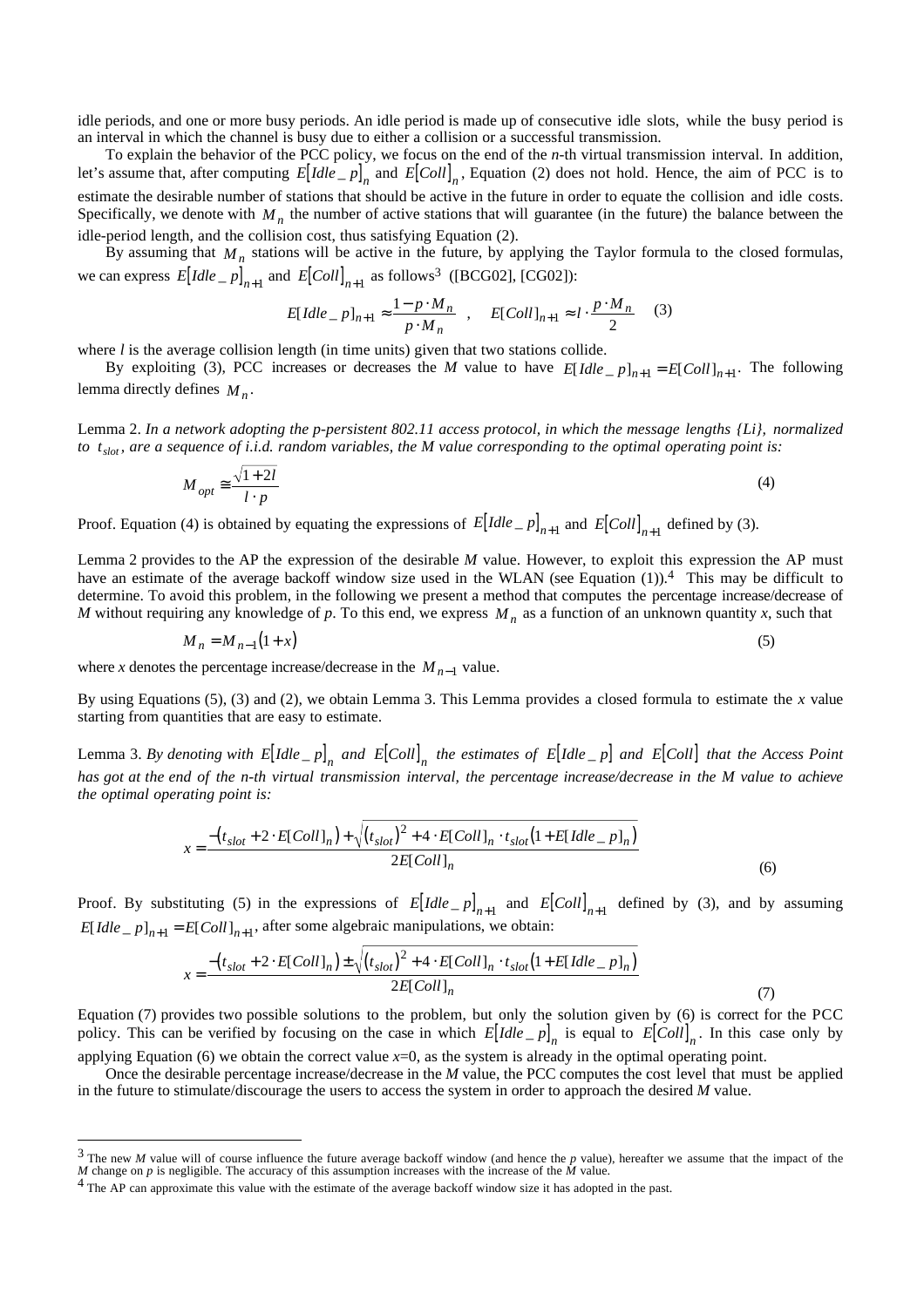idle periods, and one or more busy periods. An idle period is made up of consecutive idle slots, while the busy period is an interval in which the channel is busy due to either a collision or a successful transmission.

To explain the behavior of the PCC policy, we focus on the end of the *n*-th virtual transmission interval. In addition, let's assume that, after computing $E[Idle\_p]_n$ and $E[Coll]_n$, Equation (2) does not hold. Hence, the aim of PCC is to estimate the desirable number of stations that should be active in the future in order to equate the collision and idle costs. Specifically, we denote with $M_n$ the number of active stations that will guarantee (in the future) the balance between the idle-period length, and the collision cost, thus satisfying Equation (2).

By assuming that $M_n$ stations will be active in the future, by applying the Taylor formula to the closed formulas, we can express $E[Idle\_p]_{n+1}$ and $E[Coll]_{n+1}$ as follows[3] ([BCG02], [CG02]):

$$E[Idle\_p]_{n+1} \approx \frac{1 - p \cdot M_n}{p \cdot M_n} \quad , \quad E[Coll]_{n+1} \approx l \cdot \frac{p \cdot M_n}{2} \qquad (3)$$

where *l* is the average collision length (in time units) given that two stations collide.

By exploiting (3), PCC increases or decreases the *M* value to have $E[Idle\_p]_{n+1} = E[Coll]_{n+1}$. The following lemma directly defines $M_n$.

Lemma 2. *In a network adopting the p-persistent 802.11 access protocol, in which the message lengths {Li}, normalized to* $t_{slot}$*, are a sequence of i.i.d. random variables, the M value corresponding to the optimal operating point is:*

$$M_{opt} \cong \frac{\sqrt{1+2l}}{l \cdot p} \qquad (4)$$

Proof. Equation (4) is obtained by equating the expressions of $E[Idle\_p]_{n+1}$ and $E[Coll]_{n+1}$ defined by (3).

Lemma 2 provides to the AP the expression of the desirable *M* value. However, to exploit this expression the AP must have an estimate of the average backoff window size used in the WLAN (see Equation (1)).[4] This may be difficult to determine. To avoid this problem, in the following we present a method that computes the percentage increase/decrease of *M* without requiring any knowledge of *p*. To this end, we express $M_n$ as a function of an unknown quantity *x*, such that

$$M_n = M_{n-1}(1+x) \qquad (5)$$

where *x* denotes the percentage increase/decrease in the $M_{n-1}$ value.

By using Equations (5), (3) and (2), we obtain Lemma 3. This Lemma provides a closed formula to estimate the *x* value starting from quantities that are easy to estimate.

Lemma 3. *By denoting with* $E[Idle\_p]_n$ *and* $E[Coll]_n$ *the estimates of* $E[Idle\_p]$ *and* $E[Coll]$ *that the Access Point has got at the end of the n-th virtual transmission interval, the percentage increase/decrease in the M value to achieve the optimal operating point is:*

$$x = \frac{-(t_{slot} + 2 \cdot E[Coll]_n) + \sqrt{(t_{slot})^2 + 4 \cdot E[Coll]_n \cdot t_{slot}(1 + E[Idle\_p]_n)}}{2E[Coll]_n} \qquad (6)$$

Proof. By substituting (5) in the expressions of $E[Idle\_p]_{n+1}$ and $E[Coll]_{n+1}$ defined by (3), and by assuming $E[Idle\_p]_{n+1} = E[Coll]_{n+1}$, after some algebraic manipulations, we obtain:

$$x = \frac{-(t_{slot} + 2 \cdot E[Coll]_n) \pm \sqrt{(t_{slot})^2 + 4 \cdot E[Coll]_n \cdot t_{slot}(1 + E[Idle\_p]_n)}}{2E[Coll]_n} \qquad (7)$$

Equation (7) provides two possible solutions to the problem, but only the solution given by (6) is correct for the PCC policy. This can be verified by focusing on the case in which $E[Idle\_p]_n$ is equal to $E[Coll]_n$. In this case only by applying Equation (6) we obtain the correct value *x*=0, as the system is already in the optimal operating point.

Once the desirable percentage increase/decrease in the *M* value, the PCC computes the cost level that must be applied in the future to stimulate/discourage the users to access the system in order to approach the desired *M* value.

---

[3] The new *M* value will of course influence the future average backoff window (and hence the *p* value), hereafter we assume that the impact of the *M* change on *p* is negligible. The accuracy of this assumption increases with the increase of the *M* value.

[4] The AP can approximate this value with the estimate of the average backoff window size it has adopted in the past.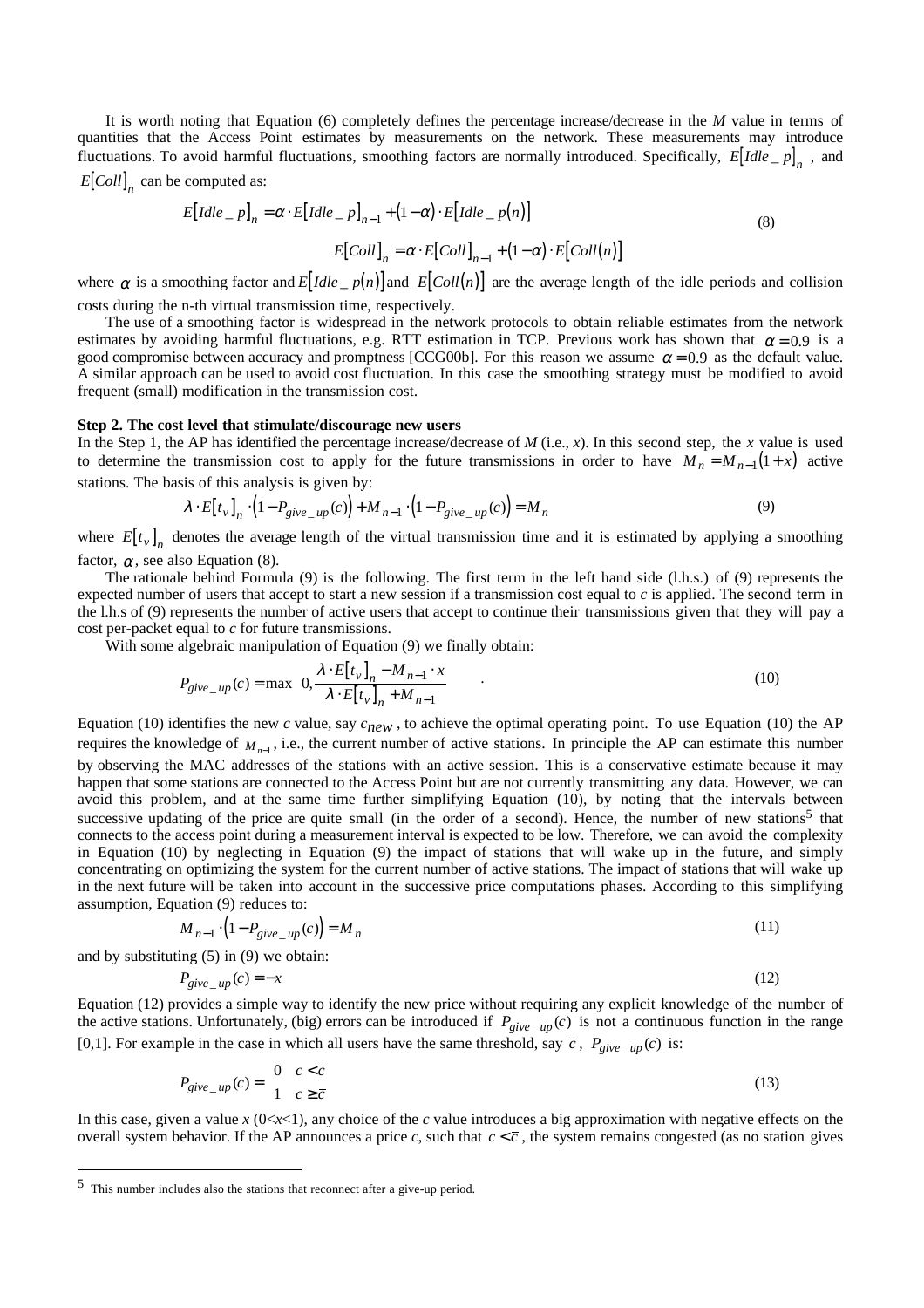It is worth noting that Equation (6) completely defines the percentage increase/decrease in the $M$ value in terms of quantities that the Access Point estimates by measurements on the network. These measurements may introduce fluctuations. To avoid harmful fluctuations, smoothing factors are normally introduced. Specifically, $E[Idle\_p]_n$, and $E[Coll]_n$ can be computed as:

$$E[Idle\_p]_n = \alpha \cdot E[Idle\_p]_{n-1} + (1-\alpha) \cdot E[Idle\_p(n)]$$
$$E[Coll]_n = \alpha \cdot E[Coll]_{n-1} + (1-\alpha) \cdot E[Coll(n)] \tag{8}$$

where $\alpha$ is a smoothing factor and $E[Idle\_p(n)]$ and $E[Coll(n)]$ are the average length of the idle periods and collision costs during the n-th virtual transmission time, respectively.

The use of a smoothing factor is widespread in the network protocols to obtain reliable estimates from the network estimates by avoiding harmful fluctuations, e.g. RTT estimation in TCP. Previous work has shown that $\alpha = 0.9$ is a good compromise between accuracy and promptness [CCG00b]. For this reason we assume $\alpha = 0.9$ as the default value. A similar approach can be used to avoid cost fluctuation. In this case the smoothing strategy must be modified to avoid frequent (small) modification in the transmission cost.

**Step 2. The cost level that stimulate/discourage new users**

In the Step 1, the AP has identified the percentage increase/decrease of $M$ (i.e., $x$). In this second step, the $x$ value is used to determine the transmission cost to apply for the future transmissions in order to have $M_n = M_{n-1}(1+x)$ active stations. The basis of this analysis is given by:

$$\lambda \cdot E[t_v]_n \cdot (1 - P_{give\_up}(c)) + M_{n-1} \cdot (1 - P_{give\_up}(c)) = M_n \tag{9}$$

where $E[t_v]_n$ denotes the average length of the virtual transmission time and it is estimated by applying a smoothing factor, $\alpha$, see also Equation (8).

The rationale behind Formula (9) is the following. The first term in the left hand side (l.h.s.) of (9) represents the expected number of users that accept to start a new session if a transmission cost equal to $c$ is applied. The second term in the l.h.s of (9) represents the number of active users that accept to continue their transmissions given that they will pay a cost per-packet equal to $c$ for future transmissions.

With some algebraic manipulation of Equation (9) we finally obtain:

$$P_{give\_up}(c) = \max\left(0, \frac{\lambda \cdot E[t_v]_n - M_{n-1} \cdot x}{\lambda \cdot E[t_v]_n + M_{n-1}}\right) \tag{10}$$

Equation (10) identifies the new $c$ value, say $c_{new}$, to achieve the optimal operating point. To use Equation (10) the AP requires the knowledge of $M_{n-1}$, i.e., the current number of active stations. In principle the AP can estimate this number by observing the MAC addresses of the stations with an active session. This is a conservative estimate because it may happen that some stations are connected to the Access Point but are not currently transmitting any data. However, we can avoid this problem, and at the same time further simplifying Equation (10), by noting that the intervals between successive updating of the price are quite small (in the order of a second). Hence, the number of new stations[5] that connects to the access point during a measurement interval is expected to be low. Therefore, we can avoid the complexity in Equation (10) by neglecting in Equation (9) the impact of stations that will wake up in the future, and simply concentrating on optimizing the system for the current number of active stations. The impact of stations that will wake up in the next future will be taken into account in the successive price computations phases. According to this simplifying assumption, Equation (9) reduces to:

$$M_{n-1} \cdot (1 - P_{give\_up}(c)) = M_n \tag{11}$$

and by substituting (5) in (9) we obtain:

$$P_{give\_up}(c) = -x \tag{12}$$

Equation (12) provides a simple way to identify the new price without requiring any explicit knowledge of the number of the active stations. Unfortunately, (big) errors can be introduced if $P_{give\_up}(c)$ is not a continuous function in the range [0,1]. For example in the case in which all users have the same threshold, say $\bar{c}$, $P_{give\_up}(c)$ is:

$$P_{give\_up}(c) = \begin{cases} 0 & c < \bar{c} \\ 1 & c \geq \bar{c} \end{cases} \tag{13}$$

In this case, given a value $x$ ($0<x<1$), any choice of the $c$ value introduces a big approximation with negative effects on the overall system behavior. If the AP announces a price $c$, such that $c < \bar{c}$, the system remains congested (as no station gives

[5] This number includes also the stations that reconnect after a give-up period.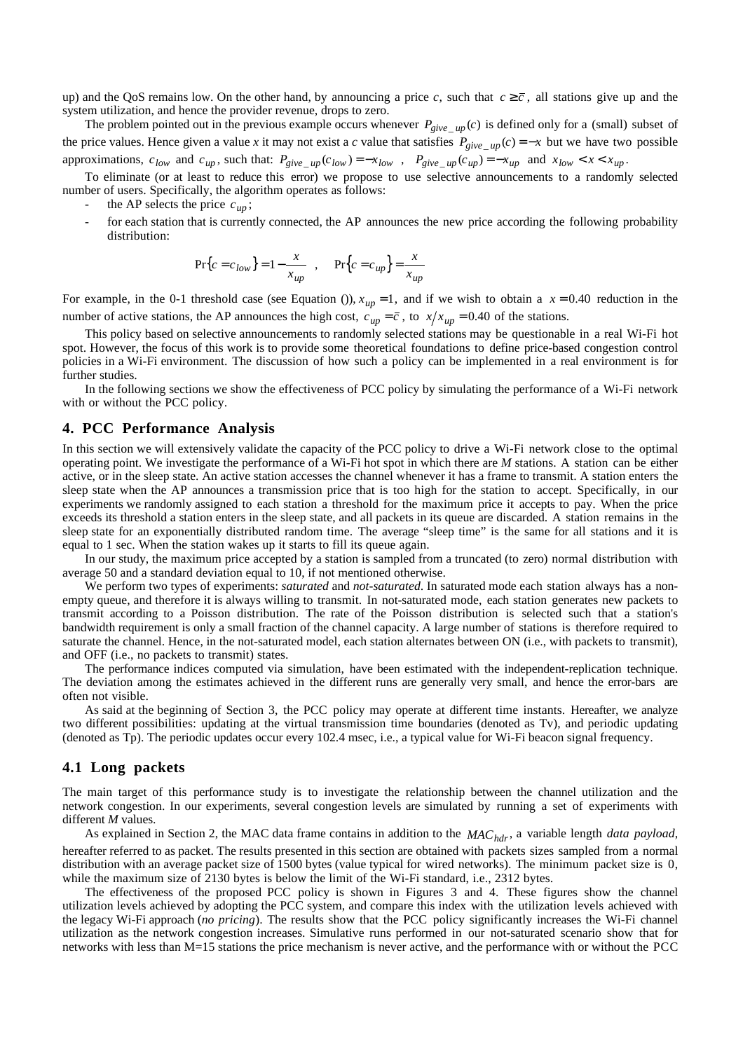up) and the QoS remains low. On the other hand, by announcing a price *c*, such that $c \geq \bar{c}$, all stations give up and the system utilization, and hence the provider revenue, drops to zero.

The problem pointed out in the previous example occurs whenever $P_{give\_up}(c)$ is defined only for a (small) subset of the price values. Hence given a value *x* it may not exist a *c* value that satisfies $P_{give\_up}(c) = -x$ but we have two possible approximations, $c_{low}$ and $c_{up}$, such that: $P_{give\_up}(c_{low}) = -x_{low}$ , $P_{give\_up}(c_{up}) = -x_{up}$ and $x_{low} < x < x_{up}$.

To eliminate (or at least to reduce this error) we propose to use selective announcements to a randomly selected number of users. Specifically, the algorithm operates as follows:

- the AP selects the price $c_{up}$;
- for each station that is currently connected, the AP announces the new price according the following probability distribution:

$$\Pr\{c = c_{low}\} = 1 - \frac{x}{x_{up}} \quad , \quad \Pr\{c = c_{up}\} = \frac{x}{x_{up}}$$

For example, in the 0-1 threshold case (see Equation ()), $x_{up} = 1$, and if we wish to obtain a $x = 0.40$ reduction in the number of active stations, the AP announces the high cost, $c_{up} = \bar{c}$, to $x/x_{up} = 0.40$ of the stations.

This policy based on selective announcements to randomly selected stations may be questionable in a real Wi-Fi hot spot. However, the focus of this work is to provide some theoretical foundations to define price-based congestion control policies in a Wi-Fi environment. The discussion of how such a policy can be implemented in a real environment is for further studies.

In the following sections we show the effectiveness of PCC policy by simulating the performance of a Wi-Fi network with or without the PCC policy.

## 4. PCC Performance Analysis

In this section we will extensively validate the capacity of the PCC policy to drive a Wi-Fi network close to the optimal operating point. We investigate the performance of a Wi-Fi hot spot in which there are *M* stations. A station can be either active, or in the sleep state. An active station accesses the channel whenever it has a frame to transmit. A station enters the sleep state when the AP announces a transmission price that is too high for the station to accept. Specifically, in our experiments we randomly assigned to each station a threshold for the maximum price it accepts to pay. When the price exceeds its threshold a station enters in the sleep state, and all packets in its queue are discarded. A station remains in the sleep state for an exponentially distributed random time. The average "sleep time" is the same for all stations and it is equal to 1 sec. When the station wakes up it starts to fill its queue again.

In our study, the maximum price accepted by a station is sampled from a truncated (to zero) normal distribution with average 50 and a standard deviation equal to 10, if not mentioned otherwise.

We perform two types of experiments: *saturated* and *not-saturated*. In saturated mode each station always has a non-empty queue, and therefore it is always willing to transmit. In not-saturated mode, each station generates new packets to transmit according to a Poisson distribution. The rate of the Poisson distribution is selected such that a station's bandwidth requirement is only a small fraction of the channel capacity. A large number of stations is therefore required to saturate the channel. Hence, in the not-saturated model, each station alternates between ON (i.e., with packets to transmit), and OFF (i.e., no packets to transmit) states.

The performance indices computed via simulation, have been estimated with the independent-replication technique. The deviation among the estimates achieved in the different runs are generally very small, and hence the error-bars are often not visible.

As said at the beginning of Section 3, the PCC policy may operate at different time instants. Hereafter, we analyze two different possibilities: updating at the virtual transmission time boundaries (denoted as Tv), and periodic updating (denoted as Tp). The periodic updates occur every 102.4 msec, i.e., a typical value for Wi-Fi beacon signal frequency.

### 4.1 Long packets

The main target of this performance study is to investigate the relationship between the channel utilization and the network congestion. In our experiments, several congestion levels are simulated by running a set of experiments with different *M* values.

As explained in Section 2, the MAC data frame contains in addition to the $MAC_{hdr}$, a variable length *data payload*, hereafter referred to as packet. The results presented in this section are obtained with packets sizes sampled from a normal distribution with an average packet size of 1500 bytes (value typical for wired networks). The minimum packet size is 0, while the maximum size of 2130 bytes is below the limit of the Wi-Fi standard, i.e., 2312 bytes.

The effectiveness of the proposed PCC policy is shown in Figures 3 and 4. These figures show the channel utilization levels achieved by adopting the PCC system, and compare this index with the utilization levels achieved with the legacy Wi-Fi approach (*no pricing*). The results show that the PCC policy significantly increases the Wi-Fi channel utilization as the network congestion increases. Simulative runs performed in our not-saturated scenario show that for networks with less than M=15 stations the price mechanism is never active, and the performance with or without the PCC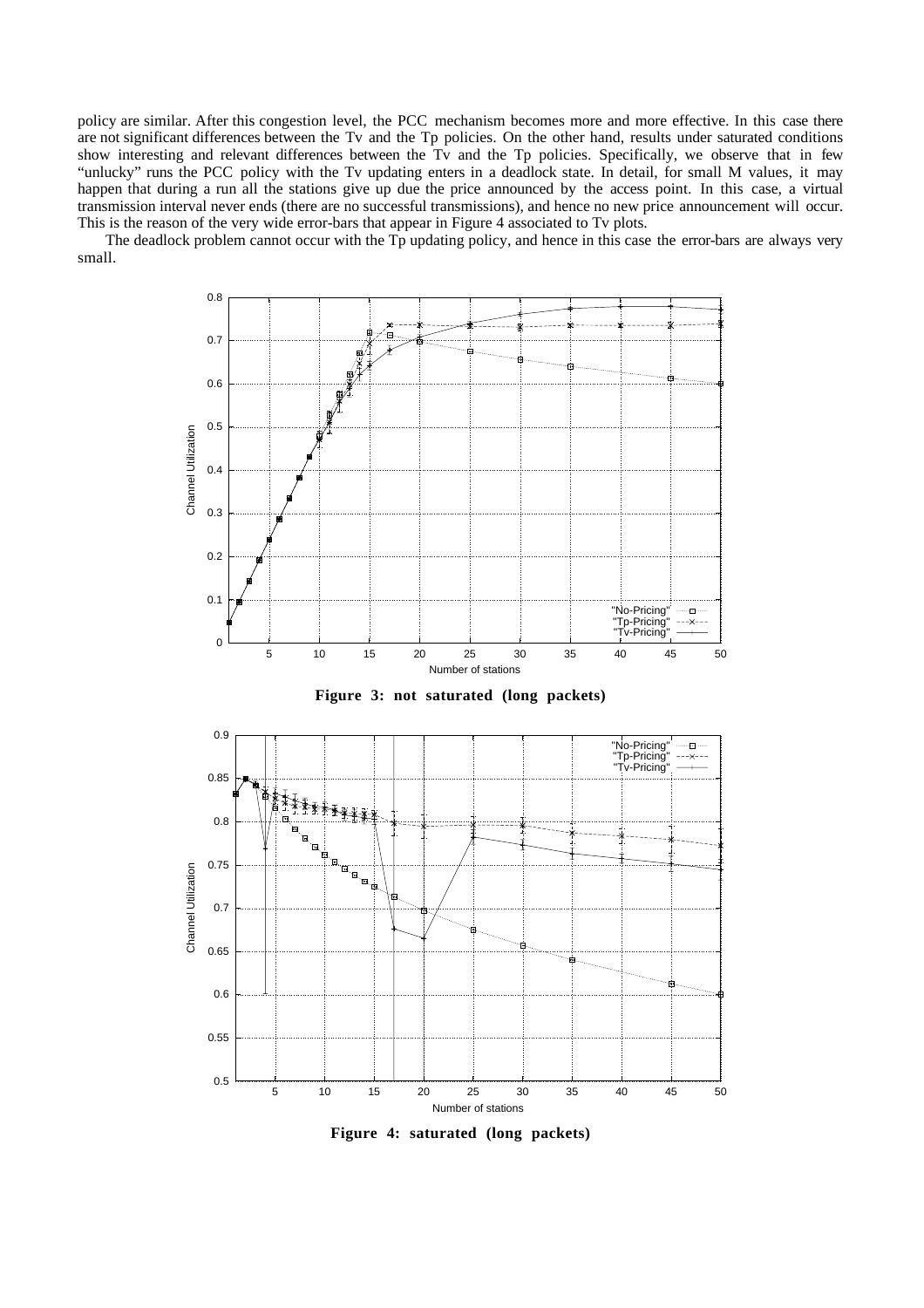policy are similar. After this congestion level, the PCC mechanism becomes more and more effective. In this case there are not significant differences between the Tv and the Tp policies. On the other hand, results under saturated conditions show interesting and relevant differences between the Tv and the Tp policies. Specifically, we observe that in few "unlucky" runs the PCC policy with the Tv updating enters in a deadlock state. In detail, for small M values, it may happen that during a run all the stations give up due the price announced by the access point. In this case, a virtual transmission interval never ends (there are no successful transmissions), and hence no new price announcement will occur. This is the reason of the very wide error-bars that appear in Figure 4 associated to Tv plots.

The deadlock problem cannot occur with the Tp updating policy, and hence in this case the error-bars are always very small.

**Figure 3: not saturated (long packets)**

**Figure 4: saturated (long packets)**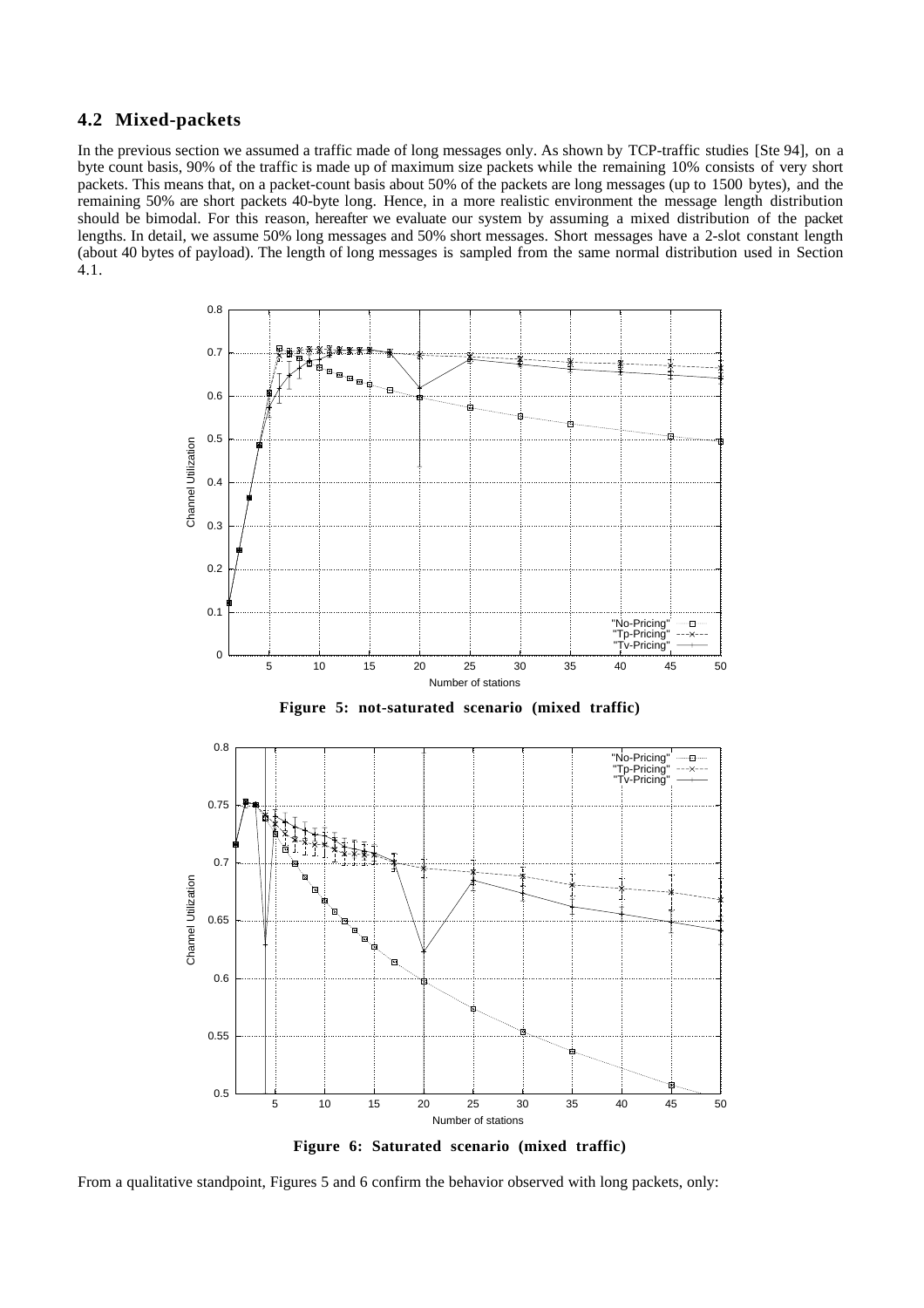### 4.2 Mixed-packets

In the previous section we assumed a traffic made of long messages only. As shown by TCP-traffic studies [Ste 94], on a byte count basis, 90% of the traffic is made up of maximum size packets while the remaining 10% consists of very short packets. This means that, on a packet-count basis about 50% of the packets are long messages (up to 1500 bytes), and the remaining 50% are short packets 40-byte long. Hence, in a more realistic environment the message length distribution should be bimodal. For this reason, hereafter we evaluate our system by assuming a mixed distribution of the packet lengths. In detail, we assume 50% long messages and 50% short messages. Short messages have a 2-slot constant length (about 40 bytes of payload). The length of long messages is sampled from the same normal distribution used in Section 4.1.

**Figure 5: not-saturated scenario (mixed traffic)**

**Figure 6: Saturated scenario (mixed traffic)**

From a qualitative standpoint, Figures 5 and 6 confirm the behavior observed with long packets, only: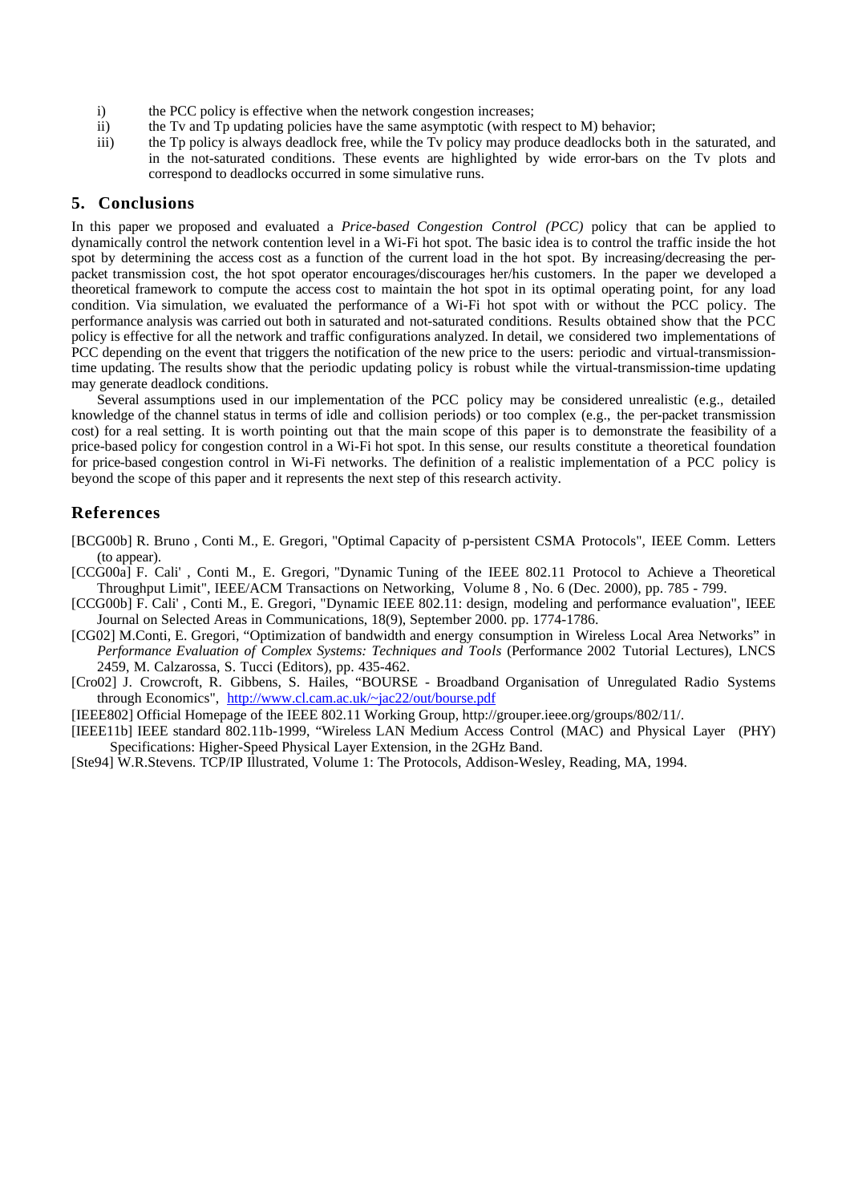i) the PCC policy is effective when the network congestion increases;
ii) the Tv and Tp updating policies have the same asymptotic (with respect to M) behavior;
iii) the Tp policy is always deadlock free, while the Tv policy may produce deadlocks both in the saturated, and in the not-saturated conditions. These events are highlighted by wide error-bars on the Tv plots and correspond to deadlocks occurred in some simulative runs.

## 5. Conclusions

In this paper we proposed and evaluated a *Price-based Congestion Control (PCC)* policy that can be applied to dynamically control the network contention level in a Wi-Fi hot spot. The basic idea is to control the traffic inside the hot spot by determining the access cost as a function of the current load in the hot spot. By increasing/decreasing the per-packet transmission cost, the hot spot operator encourages/discourages her/his customers. In the paper we developed a theoretical framework to compute the access cost to maintain the hot spot in its optimal operating point, for any load condition. Via simulation, we evaluated the performance of a Wi-Fi hot spot with or without the PCC policy. The performance analysis was carried out both in saturated and not-saturated conditions. Results obtained show that the PCC policy is effective for all the network and traffic configurations analyzed. In detail, we considered two implementations of PCC depending on the event that triggers the notification of the new price to the users: periodic and virtual-transmission-time updating. The results show that the periodic updating policy is robust while the virtual-transmission-time updating may generate deadlock conditions.

Several assumptions used in our implementation of the PCC policy may be considered unrealistic (e.g., detailed knowledge of the channel status in terms of idle and collision periods) or too complex (e.g., the per-packet transmission cost) for a real setting. It is worth pointing out that the main scope of this paper is to demonstrate the feasibility of a price-based policy for congestion control in a Wi-Fi hot spot. In this sense, our results constitute a theoretical foundation for price-based congestion control in Wi-Fi networks. The definition of a realistic implementation of a PCC policy is beyond the scope of this paper and it represents the next step of this research activity.

## References

[BCG00b] R. Bruno , Conti M., E. Gregori, "Optimal Capacity of p-persistent CSMA Protocols", IEEE Comm. Letters (to appear).

[CCG00a] F. Cali' , Conti M., E. Gregori, "Dynamic Tuning of the IEEE 802.11 Protocol to Achieve a Theoretical Throughput Limit", IEEE/ACM Transactions on Networking, Volume 8 , No. 6 (Dec. 2000), pp. 785 - 799.

[CCG00b] F. Cali' , Conti M., E. Gregori, "Dynamic IEEE 802.11: design, modeling and performance evaluation", IEEE Journal on Selected Areas in Communications, 18(9), September 2000. pp. 1774-1786.

[CG02] M.Conti, E. Gregori, "Optimization of bandwidth and energy consumption in Wireless Local Area Networks" in *Performance Evaluation of Complex Systems: Techniques and Tools* (Performance 2002 Tutorial Lectures), LNCS 2459, M. Calzarossa, S. Tucci (Editors), pp. 435-462.

[Cro02] J. Crowcroft, R. Gibbens, S. Hailes, "BOURSE - Broadband Organisation of Unregulated Radio Systems through Economics", http://www.cl.cam.ac.uk/~jac22/out/bourse.pdf

[IEEE802] Official Homepage of the IEEE 802.11 Working Group, http://grouper.ieee.org/groups/802/11/.

[IEEE11b] IEEE standard 802.11b-1999, "Wireless LAN Medium Access Control (MAC) and Physical Layer (PHY) Specifications: Higher-Speed Physical Layer Extension, in the 2GHz Band.

[Ste94] W.R.Stevens. TCP/IP Illustrated, Volume 1: The Protocols, Addison-Wesley, Reading, MA, 1994.